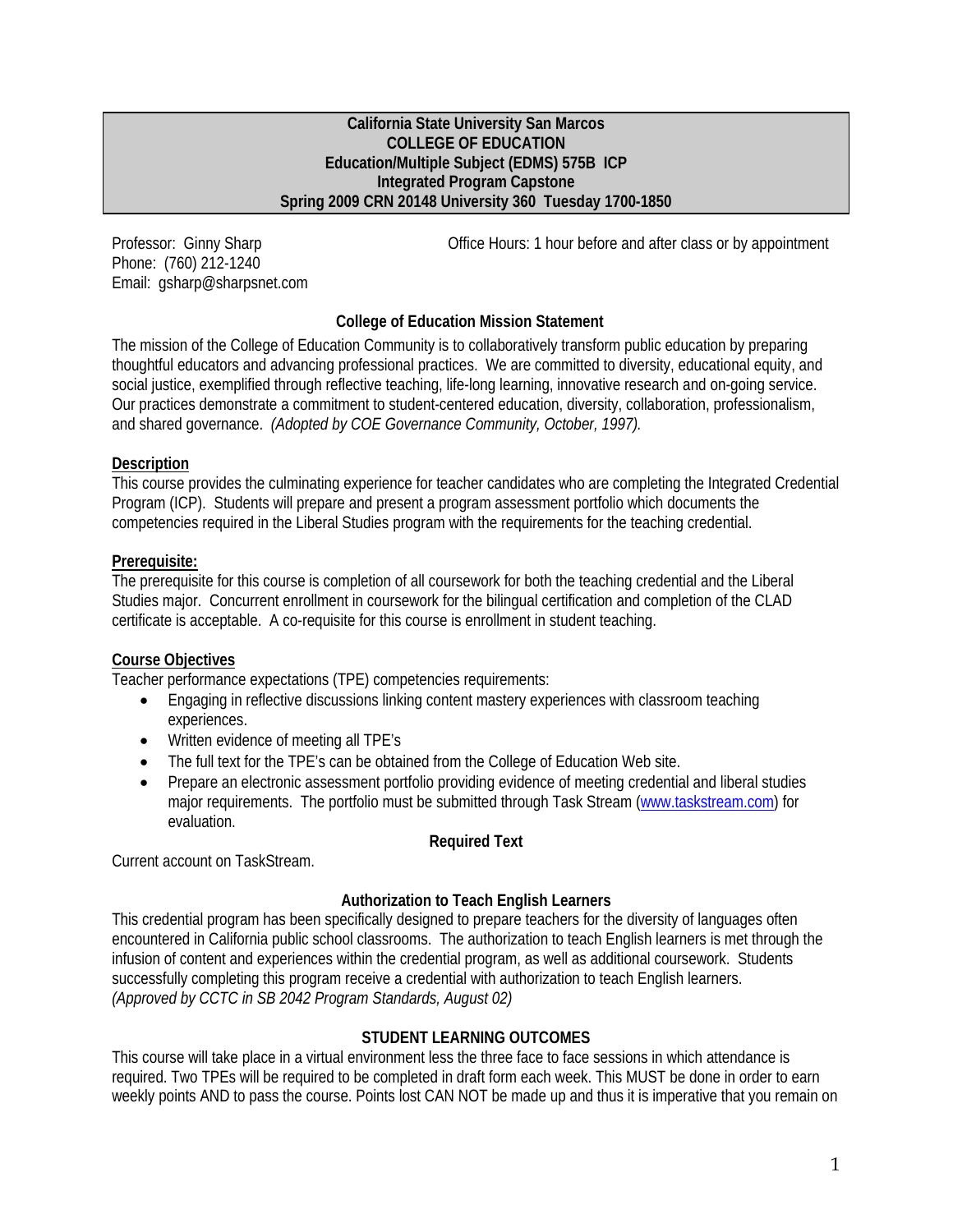**California State University San Marcos**
**COLLEGE OF EDUCATION**
**Education/Multiple Subject (EDMS) 575B ICP**
**Integrated Program Capstone**
**Spring 2009 CRN 20148 University 360 Tuesday 1700-1850**

Professor: Ginny Sharp
Phone: (760) 212-1240
Email: gsharp@sharpsnet.com

Office Hours: 1 hour before and after class or by appointment

### College of Education Mission Statement

The mission of the College of Education Community is to collaboratively transform public education by preparing thoughtful educators and advancing professional practices. We are committed to diversity, educational equity, and social justice, exemplified through reflective teaching, life-long learning, innovative research and on-going service. Our practices demonstrate a commitment to student-centered education, diversity, collaboration, professionalism, and shared governance. *(Adopted by COE Governance Community, October, 1997).*

### Description

This course provides the culminating experience for teacher candidates who are completing the Integrated Credential Program (ICP). Students will prepare and present a program assessment portfolio which documents the competencies required in the Liberal Studies program with the requirements for the teaching credential.

### Prerequisite:

The prerequisite for this course is completion of all coursework for both the teaching credential and the Liberal Studies major. Concurrent enrollment in coursework for the bilingual certification and completion of the CLAD certificate is acceptable. A co-requisite for this course is enrollment in student teaching.

### Course Objectives

Teacher performance expectations (TPE) competencies requirements:

- Engaging in reflective discussions linking content mastery experiences with classroom teaching experiences.
- Written evidence of meeting all TPE's
- The full text for the TPE's can be obtained from the College of Education Web site.
- Prepare an electronic assessment portfolio providing evidence of meeting credential and liberal studies major requirements. The portfolio must be submitted through Task Stream (www.taskstream.com) for evaluation.

### Required Text

Current account on TaskStream.

### Authorization to Teach English Learners

This credential program has been specifically designed to prepare teachers for the diversity of languages often encountered in California public school classrooms. The authorization to teach English learners is met through the infusion of content and experiences within the credential program, as well as additional coursework. Students successfully completing this program receive a credential with authorization to teach English learners. *(Approved by CCTC in SB 2042 Program Standards, August 02)*

### STUDENT LEARNING OUTCOMES

This course will take place in a virtual environment less the three face to face sessions in which attendance is required. Two TPEs will be required to be completed in draft form each week. This MUST be done in order to earn weekly points AND to pass the course. Points lost CAN NOT be made up and thus it is imperative that you remain on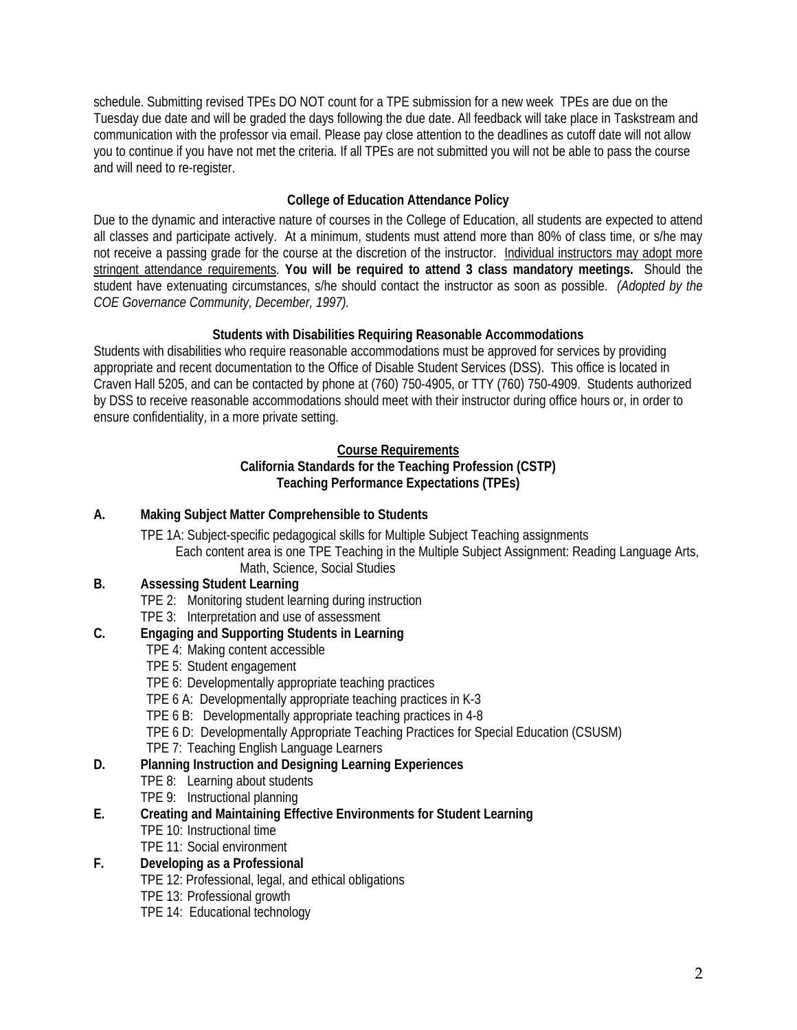schedule. Submitting revised TPEs DO NOT count for a TPE submission for a new week TPEs are due on the Tuesday due date and will be graded the days following the due date. All feedback will take place in Taskstream and communication with the professor via email. Please pay close attention to the deadlines as cutoff date will not allow you to continue if you have not met the criteria. If all TPEs are not submitted you will not be able to pass the course and will need to re-register.

### College of Education Attendance Policy

Due to the dynamic and interactive nature of courses in the College of Education, all students are expected to attend all classes and participate actively. At a minimum, students must attend more than 80% of class time, or s/he may not receive a passing grade for the course at the discretion of the instructor. <u>Individual instructors may adopt more stringent attendance requirements</u>. **You will be required to attend 3 class mandatory meetings.** Should the student have extenuating circumstances, s/he should contact the instructor as soon as possible. *(Adopted by the COE Governance Community, December, 1997).*

### Students with Disabilities Requiring Reasonable Accommodations

Students with disabilities who require reasonable accommodations must be approved for services by providing appropriate and recent documentation to the Office of Disable Student Services (DSS). This office is located in Craven Hall 5205, and can be contacted by phone at (760) 750-4905, or TTY (760) 750-4909. Students authorized by DSS to receive reasonable accommodations should meet with their instructor during office hours or, in order to ensure confidentiality, in a more private setting.

### <u>Course Requirements</u>
### California Standards for the Teaching Profession (CSTP)
### Teaching Performance Expectations (TPEs)

**A. Making Subject Matter Comprehensible to Students**

- TPE 1A: Subject-specific pedagogical skills for Multiple Subject Teaching assignments
  - Each content area is one TPE Teaching in the Multiple Subject Assignment: Reading Language Arts, Math, Science, Social Studies

**B. Assessing Student Learning**

- TPE 2: Monitoring student learning during instruction
- TPE 3: Interpretation and use of assessment

**C. Engaging and Supporting Students in Learning**

- TPE 4: Making content accessible
- TPE 5: Student engagement
- TPE 6: Developmentally appropriate teaching practices
- TPE 6 A: Developmentally appropriate teaching practices in K-3
- TPE 6 B: Developmentally appropriate teaching practices in 4-8
- TPE 6 D: Developmentally Appropriate Teaching Practices for Special Education (CSUSM)
- TPE 7: Teaching English Language Learners

**D. Planning Instruction and Designing Learning Experiences**

- TPE 8: Learning about students
- TPE 9: Instructional planning

**E. Creating and Maintaining Effective Environments for Student Learning**

- TPE 10: Instructional time
- TPE 11: Social environment

**F. Developing as a Professional**

- TPE 12: Professional, legal, and ethical obligations
- TPE 13: Professional growth
- TPE 14: Educational technology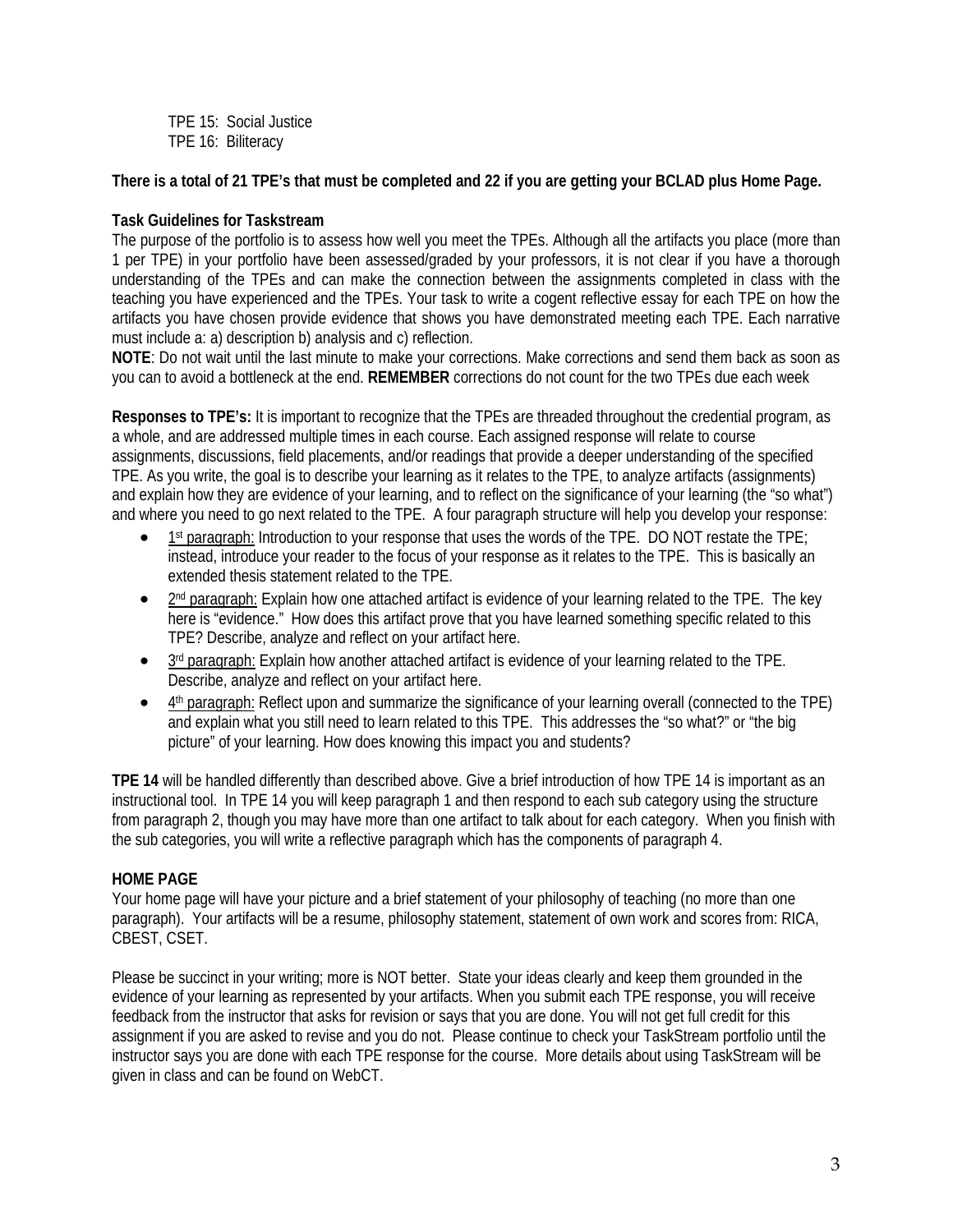TPE 15: Social Justice
TPE 16: Biliteracy

**There is a total of 21 TPE's that must be completed and 22 if you are getting your BCLAD plus Home Page.**

**Task Guidelines for Taskstream**

The purpose of the portfolio is to assess how well you meet the TPEs. Although all the artifacts you place (more than 1 per TPE) in your portfolio have been assessed/graded by your professors, it is not clear if you have a thorough understanding of the TPEs and can make the connection between the assignments completed in class with the teaching you have experienced and the TPEs. Your task to write a cogent reflective essay for each TPE on how the artifacts you have chosen provide evidence that shows you have demonstrated meeting each TPE. Each narrative must include a: a) description b) analysis and c) reflection.

**NOTE**: Do not wait until the last minute to make your corrections. Make corrections and send them back as soon as you can to avoid a bottleneck at the end. **REMEMBER** corrections do not count for the two TPEs due each week

**Responses to TPE's:** It is important to recognize that the TPEs are threaded throughout the credential program, as a whole, and are addressed multiple times in each course. Each assigned response will relate to course assignments, discussions, field placements, and/or readings that provide a deeper understanding of the specified TPE. As you write, the goal is to describe your learning as it relates to the TPE, to analyze artifacts (assignments) and explain how they are evidence of your learning, and to reflect on the significance of your learning (the "so what") and where you need to go next related to the TPE. A four paragraph structure will help you develop your response:

- 1st paragraph: Introduction to your response that uses the words of the TPE. DO NOT restate the TPE; instead, introduce your reader to the focus of your response as it relates to the TPE. This is basically an extended thesis statement related to the TPE.
- 2nd paragraph: Explain how one attached artifact is evidence of your learning related to the TPE. The key here is "evidence." How does this artifact prove that you have learned something specific related to this TPE? Describe, analyze and reflect on your artifact here.
- 3rd paragraph: Explain how another attached artifact is evidence of your learning related to the TPE. Describe, analyze and reflect on your artifact here.
- 4th paragraph: Reflect upon and summarize the significance of your learning overall (connected to the TPE) and explain what you still need to learn related to this TPE. This addresses the "so what?" or "the big picture" of your learning. How does knowing this impact you and students?

**TPE 14** will be handled differently than described above. Give a brief introduction of how TPE 14 is important as an instructional tool. In TPE 14 you will keep paragraph 1 and then respond to each sub category using the structure from paragraph 2, though you may have more than one artifact to talk about for each category. When you finish with the sub categories, you will write a reflective paragraph which has the components of paragraph 4.

**HOME PAGE**

Your home page will have your picture and a brief statement of your philosophy of teaching (no more than one paragraph). Your artifacts will be a resume, philosophy statement, statement of own work and scores from: RICA, CBEST, CSET.

Please be succinct in your writing; more is NOT better. State your ideas clearly and keep them grounded in the evidence of your learning as represented by your artifacts. When you submit each TPE response, you will receive feedback from the instructor that asks for revision or says that you are done. You will not get full credit for this assignment if you are asked to revise and you do not. Please continue to check your TaskStream portfolio until the instructor says you are done with each TPE response for the course. More details about using TaskStream will be given in class and can be found on WebCT.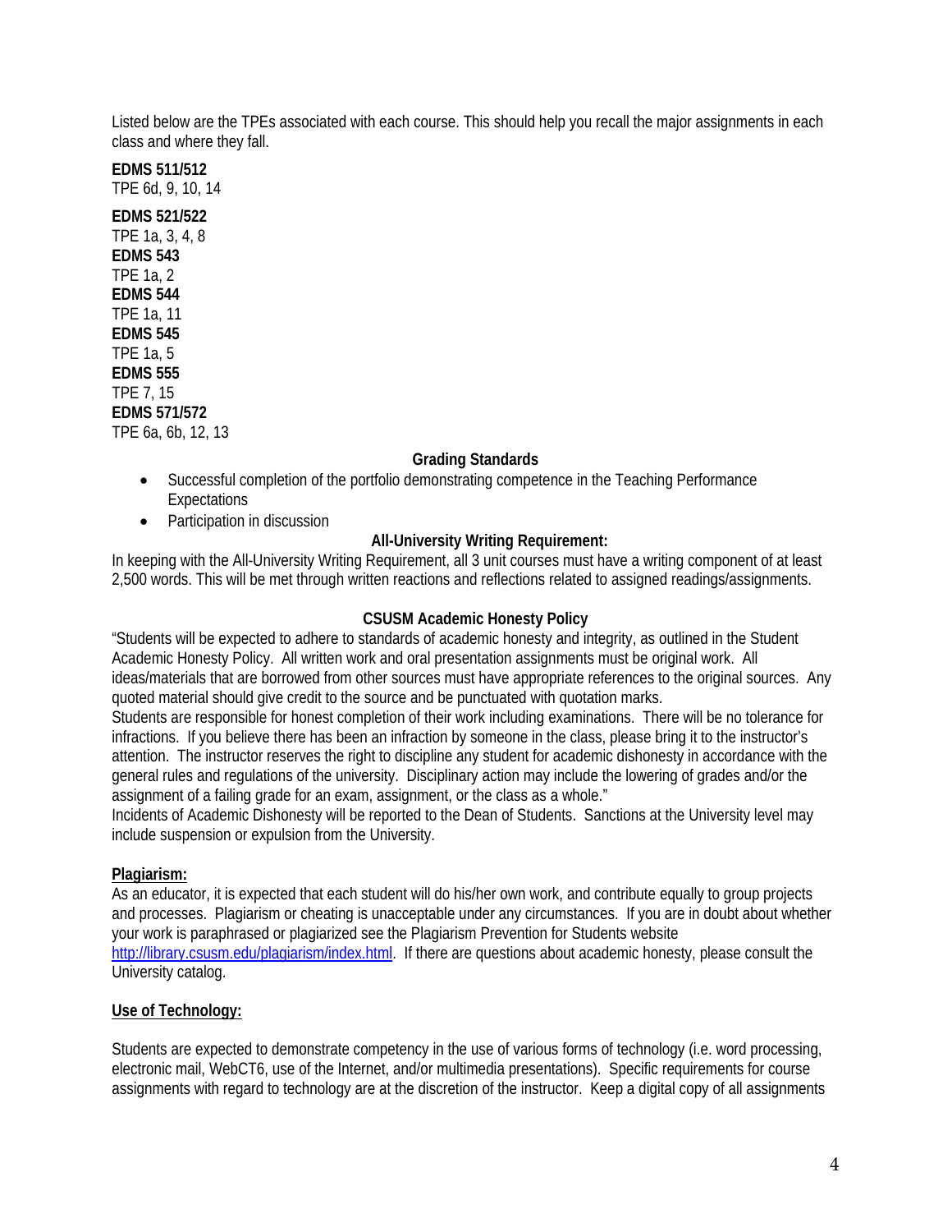Listed below are the TPEs associated with each course. This should help you recall the major assignments in each class and where they fall.

**EDMS 511/512**
TPE 6d, 9, 10, 14

**EDMS 521/522**
TPE 1a, 3, 4, 8
**EDMS 543**
TPE 1a, 2
**EDMS 544**
TPE 1a, 11
**EDMS 545**
TPE 1a, 5
**EDMS 555**
TPE 7, 15
**EDMS 571/572**
TPE 6a, 6b, 12, 13

**Grading Standards**

- Successful completion of the portfolio demonstrating competence in the Teaching Performance Expectations
- Participation in discussion

**All-University Writing Requirement:**

In keeping with the All-University Writing Requirement, all 3 unit courses must have a writing component of at least 2,500 words. This will be met through written reactions and reflections related to assigned readings/assignments.

**CSUSM Academic Honesty Policy**

"Students will be expected to adhere to standards of academic honesty and integrity, as outlined in the Student Academic Honesty Policy. All written work and oral presentation assignments must be original work. All ideas/materials that are borrowed from other sources must have appropriate references to the original sources. Any quoted material should give credit to the source and be punctuated with quotation marks.
Students are responsible for honest completion of their work including examinations. There will be no tolerance for infractions. If you believe there has been an infraction by someone in the class, please bring it to the instructor's attention. The instructor reserves the right to discipline any student for academic dishonesty in accordance with the general rules and regulations of the university. Disciplinary action may include the lowering of grades and/or the assignment of a failing grade for an exam, assignment, or the class as a whole."
Incidents of Academic Dishonesty will be reported to the Dean of Students. Sanctions at the University level may include suspension or expulsion from the University.

**Plagiarism:**

As an educator, it is expected that each student will do his/her own work, and contribute equally to group projects and processes. Plagiarism or cheating is unacceptable under any circumstances. If you are in doubt about whether your work is paraphrased or plagiarized see the Plagiarism Prevention for Students website http://library.csusm.edu/plagiarism/index.html. If there are questions about academic honesty, please consult the University catalog.

**Use of Technology:**

Students are expected to demonstrate competency in the use of various forms of technology (i.e. word processing, electronic mail, WebCT6, use of the Internet, and/or multimedia presentations). Specific requirements for course assignments with regard to technology are at the discretion of the instructor. Keep a digital copy of all assignments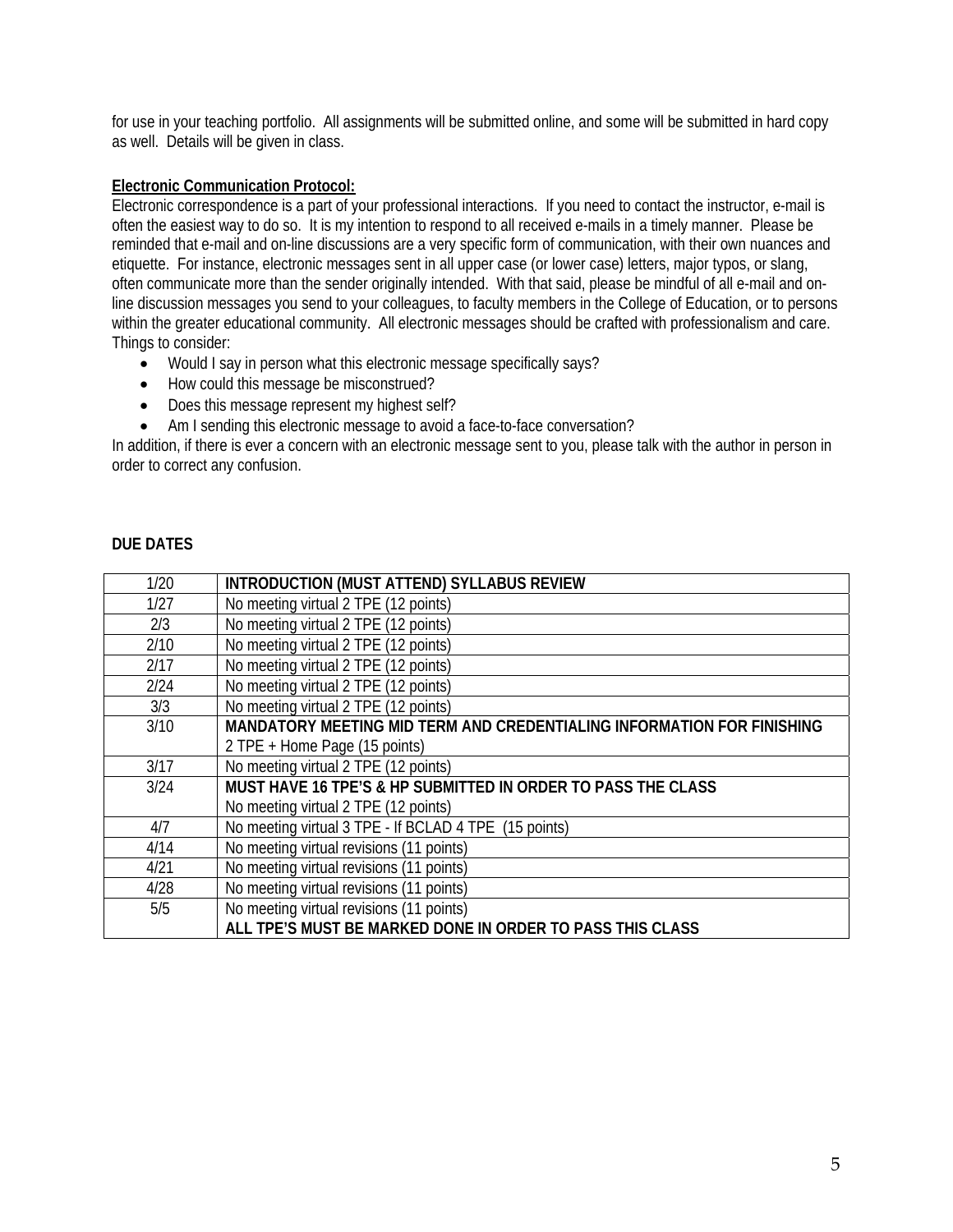for use in your teaching portfolio. All assignments will be submitted online, and some will be submitted in hard copy as well. Details will be given in class.

**Electronic Communication Protocol:**

Electronic correspondence is a part of your professional interactions. If you need to contact the instructor, e-mail is often the easiest way to do so. It is my intention to respond to all received e-mails in a timely manner. Please be reminded that e-mail and on-line discussions are a very specific form of communication, with their own nuances and etiquette. For instance, electronic messages sent in all upper case (or lower case) letters, major typos, or slang, often communicate more than the sender originally intended. With that said, please be mindful of all e-mail and on-line discussion messages you send to your colleagues, to faculty members in the College of Education, or to persons within the greater educational community. All electronic messages should be crafted with professionalism and care. Things to consider:

- Would I say in person what this electronic message specifically says?
- How could this message be misconstrued?
- Does this message represent my highest self?
- Am I sending this electronic message to avoid a face-to-face conversation?

In addition, if there is ever a concern with an electronic message sent to you, please talk with the author in person in order to correct any confusion.

**DUE DATES**

| | |
|---|---|
| 1/20 | **INTRODUCTION (MUST ATTEND) SYLLABUS REVIEW** |
| 1/27 | No meeting virtual 2 TPE (12 points) |
| 2/3 | No meeting virtual 2 TPE (12 points) |
| 2/10 | No meeting virtual 2 TPE (12 points) |
| 2/17 | No meeting virtual 2 TPE (12 points) |
| 2/24 | No meeting virtual 2 TPE (12 points) |
| 3/3 | No meeting virtual 2 TPE (12 points) |
| 3/10 | **MANDATORY MEETING MID TERM AND CREDENTIALING INFORMATION FOR FINISHING** 2 TPE + Home Page (15 points) |
| 3/17 | No meeting virtual 2 TPE (12 points) |
| 3/24 | **MUST HAVE 16 TPE'S & HP SUBMITTED IN ORDER TO PASS THE CLASS** No meeting virtual 2 TPE (12 points) |
| 4/7 | No meeting virtual 3 TPE - If BCLAD 4 TPE (15 points) |
| 4/14 | No meeting virtual revisions (11 points) |
| 4/21 | No meeting virtual revisions (11 points) |
| 4/28 | No meeting virtual revisions (11 points) |
| 5/5 | No meeting virtual revisions (11 points) **ALL TPE'S MUST BE MARKED DONE IN ORDER TO PASS THIS CLASS** |